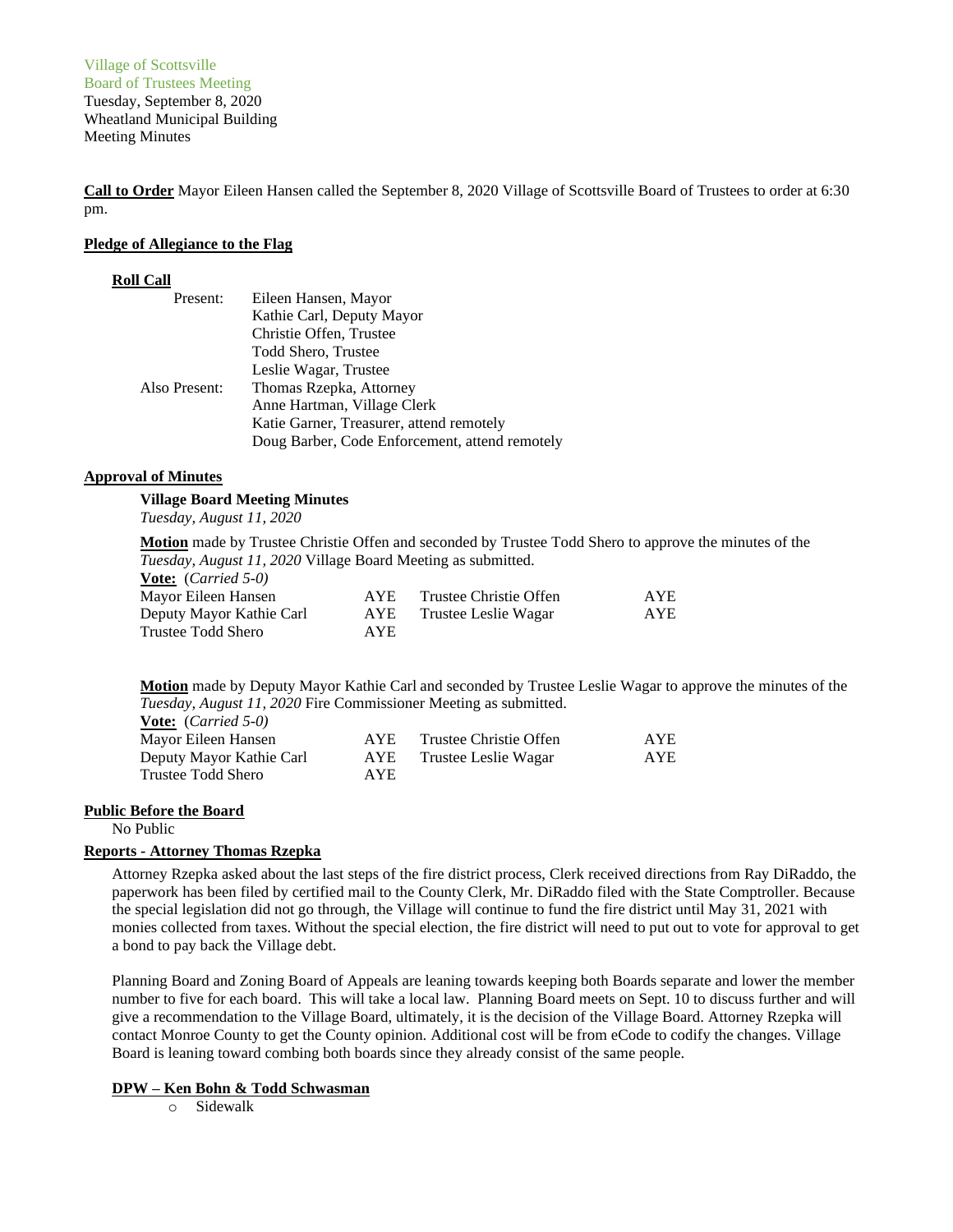Village of Scottsville
Board of Trustees Meeting
Tuesday, September 8, 2020
Wheatland Municipal Building
Meeting Minutes

**Call to Order** Mayor Eileen Hansen called the September 8, 2020 Village of Scottsville Board of Trustees to order at 6:30 pm.

**Pledge of Allegiance to the Flag**

**Roll Call**

| | |
|---|---|
| Present: | Eileen Hansen, Mayor |
| | Kathie Carl, Deputy Mayor |
| | Christie Offen, Trustee |
| | Todd Shero, Trustee |
| | Leslie Wagar, Trustee |
| Also Present: | Thomas Rzepka, Attorney |
| | Anne Hartman, Village Clerk |
| | Katie Garner, Treasurer, attend remotely |
| | Doug Barber, Code Enforcement, attend remotely |

**Approval of Minutes**

**Village Board Meeting Minutes**
*Tuesday, August 11, 2020*

**Motion** made by Trustee Christie Offen and seconded by Trustee Todd Shero to approve the minutes of the *Tuesday, August 11, 2020* Village Board Meeting as submitted.
**Vote:** (*Carried 5-0)*

| | | | |
|---|---|---|---|
| Mayor Eileen Hansen | AYE | Trustee Christie Offen | AYE |
| Deputy Mayor Kathie Carl | AYE | Trustee Leslie Wagar | AYE |
| Trustee Todd Shero | AYE | | |

**Motion** made by Deputy Mayor Kathie Carl and seconded by Trustee Leslie Wagar to approve the minutes of the *Tuesday, August 11, 2020* Fire Commissioner Meeting as submitted.
**Vote:** (*Carried 5-0)*

| | | | |
|---|---|---|---|
| Mayor Eileen Hansen | AYE | Trustee Christie Offen | AYE |
| Deputy Mayor Kathie Carl | AYE | Trustee Leslie Wagar | AYE |
| Trustee Todd Shero | AYE | | |

**Public Before the Board**
No Public

**Reports - Attorney Thomas Rzepka**

Attorney Rzepka asked about the last steps of the fire district process, Clerk received directions from Ray DiRaddo, the paperwork has been filed by certified mail to the County Clerk, Mr. DiRaddo filed with the State Comptroller. Because the special legislation did not go through, the Village will continue to fund the fire district until May 31, 2021 with monies collected from taxes. Without the special election, the fire district will need to put out to vote for approval to get a bond to pay back the Village debt.

Planning Board and Zoning Board of Appeals are leaning towards keeping both Boards separate and lower the member number to five for each board. This will take a local law. Planning Board meets on Sept. 10 to discuss further and will give a recommendation to the Village Board, ultimately, it is the decision of the Village Board. Attorney Rzepka will contact Monroe County to get the County opinion. Additional cost will be from eCode to codify the changes. Village Board is leaning toward combing both boards since they already consist of the same people.

**DPW – Ken Bohn & Todd Schwasman**

- Sidewalk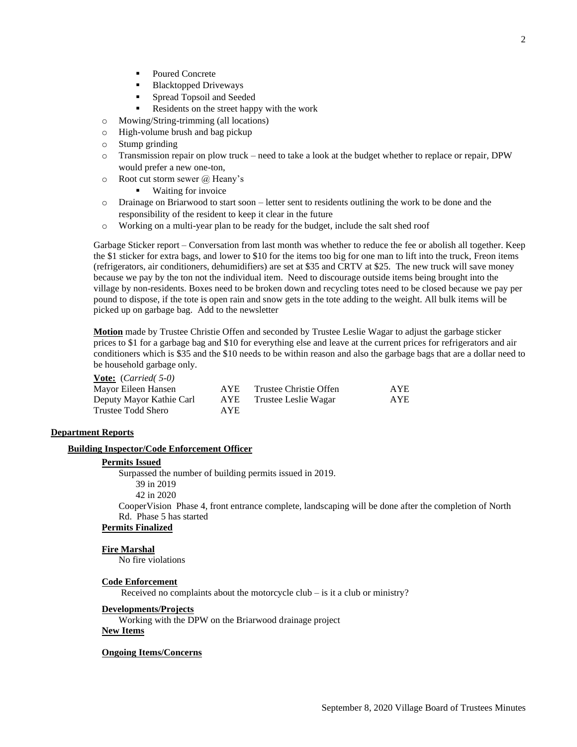- Poured Concrete
        - Blacktopped Driveways
        - Spread Topsoil and Seeded
        - Residents on the street happy with the work
    - Mowing/String-trimming (all locations)
    - High-volume brush and bag pickup
    - Stump grinding
    - Transmission repair on plow truck – need to take a look at the budget whether to replace or repair, DPW would prefer a new one-ton,
    - Root cut storm sewer @ Heany's
        - Waiting for invoice
    - Drainage on Briarwood to start soon – letter sent to residents outlining the work to be done and the responsibility of the resident to keep it clear in the future
    - Working on a multi-year plan to be ready for the budget, include the salt shed roof

Garbage Sticker report – Conversation from last month was whether to reduce the fee or abolish all together. Keep the $1 sticker for extra bags, and lower to $10 for the items too big for one man to lift into the truck, Freon items (refrigerators, air conditioners, dehumidifiers) are set at $35 and CRTV at $25. The new truck will save money because we pay by the ton not the individual item. Need to discourage outside items being brought into the village by non-residents. Boxes need to be broken down and recycling totes need to be closed because we pay per pound to dispose, if the tote is open rain and snow gets in the tote adding to the weight. All bulk items will be picked up on garbage bag. Add to the newsletter

**Motion** made by Trustee Christie Offen and seconded by Trustee Leslie Wagar to adjust the garbage sticker prices to $1 for a garbage bag and $10 for everything else and leave at the current prices for refrigerators and air conditioners which is $35 and the $10 needs to be within reason and also the garbage bags that are a dollar need to be household garbage only.

**Vote:** (*Carried( 5-0)*

| | | | |
|---|---|---|---|
| Mayor Eileen Hansen | AYE | Trustee Christie Offen | AYE |
| Deputy Mayor Kathie Carl | AYE | Trustee Leslie Wagar | AYE |
| Trustee Todd Shero | AYE | | |

## Department Reports

### Building Inspector/Code Enforcement Officer

**Permits Issued**

Surpassed the number of building permits issued in 2019.

39 in 2019

42 in 2020

CooperVision Phase 4, front entrance complete, landscaping will be done after the completion of North Rd. Phase 5 has started

**Permits Finalized**

**Fire Marshal**

No fire violations

**Code Enforcement**

Received no complaints about the motorcycle club – is it a club or ministry?

**Developments/Projects**

Working with the DPW on the Briarwood drainage project

**New Items**

**Ongoing Items/Concerns**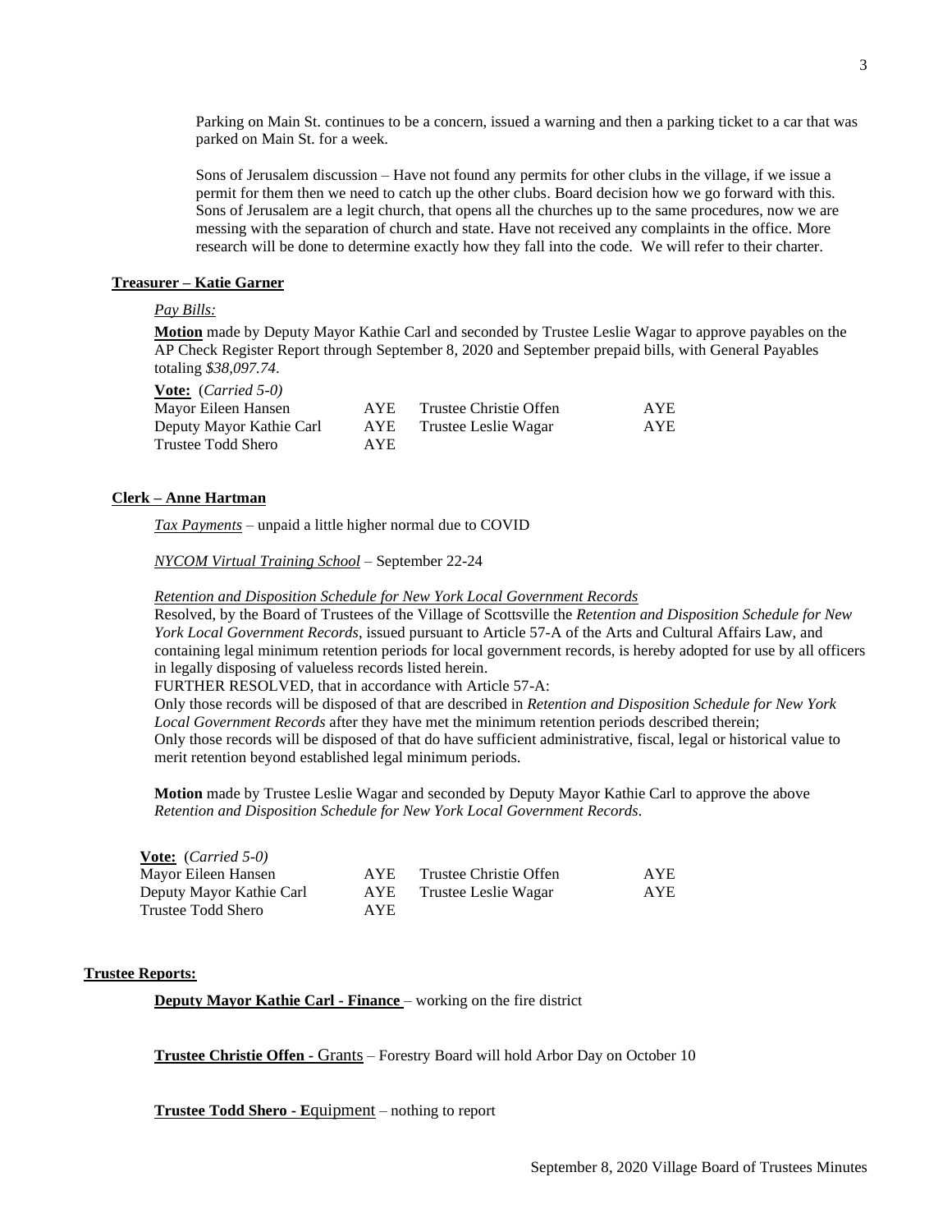Parking on Main St. continues to be a concern, issued a warning and then a parking ticket to a car that was parked on Main St. for a week.

Sons of Jerusalem discussion – Have not found any permits for other clubs in the village, if we issue a permit for them then we need to catch up the other clubs. Board decision how we go forward with this. Sons of Jerusalem are a legit church, that opens all the churches up to the same procedures, now we are messing with the separation of church and state. Have not received any complaints in the office. More research will be done to determine exactly how they fall into the code. We will refer to their charter.

**Treasurer – Katie Garner**

*Pay Bills:*

**Motion** made by Deputy Mayor Kathie Carl and seconded by Trustee Leslie Wagar to approve payables on the AP Check Register Report through September 8, 2020 and September prepaid bills, with General Payables totaling *$38,097.74*.

**Vote:** (*Carried 5-0)*

| | | | |
|---|---|---|---|
| Mayor Eileen Hansen | AYE | Trustee Christie Offen | AYE |
| Deputy Mayor Kathie Carl | AYE | Trustee Leslie Wagar | AYE |
| Trustee Todd Shero | AYE | | |

**Clerk – Anne Hartman**

*Tax Payments* – unpaid a little higher normal due to COVID

*NYCOM Virtual Training School* – September 22-24

*Retention and Disposition Schedule for New York Local Government Records*

Resolved, by the Board of Trustees of the Village of Scottsville the *Retention and Disposition Schedule for New York Local Government Records*, issued pursuant to Article 57-A of the Arts and Cultural Affairs Law, and containing legal minimum retention periods for local government records, is hereby adopted for use by all officers in legally disposing of valueless records listed herein.

FURTHER RESOLVED, that in accordance with Article 57-A:

Only those records will be disposed of that are described in *Retention and Disposition Schedule for New York Local Government Records* after they have met the minimum retention periods described therein;

Only those records will be disposed of that do have sufficient administrative, fiscal, legal or historical value to merit retention beyond established legal minimum periods.

**Motion** made by Trustee Leslie Wagar and seconded by Deputy Mayor Kathie Carl to approve the above *Retention and Disposition Schedule for New York Local Government Records*.

**Vote:** (*Carried 5-0)*

| | | | |
|---|---|---|---|
| Mayor Eileen Hansen | AYE | Trustee Christie Offen | AYE |
| Deputy Mayor Kathie Carl | AYE | Trustee Leslie Wagar | AYE |
| Trustee Todd Shero | AYE | | |

**Trustee Reports:**

**Deputy Mayor Kathie Carl - Finance** – working on the fire district

**Trustee Christie Offen -** Grants – Forestry Board will hold Arbor Day on October 10

**Trustee Todd Shero - E**quipment – nothing to report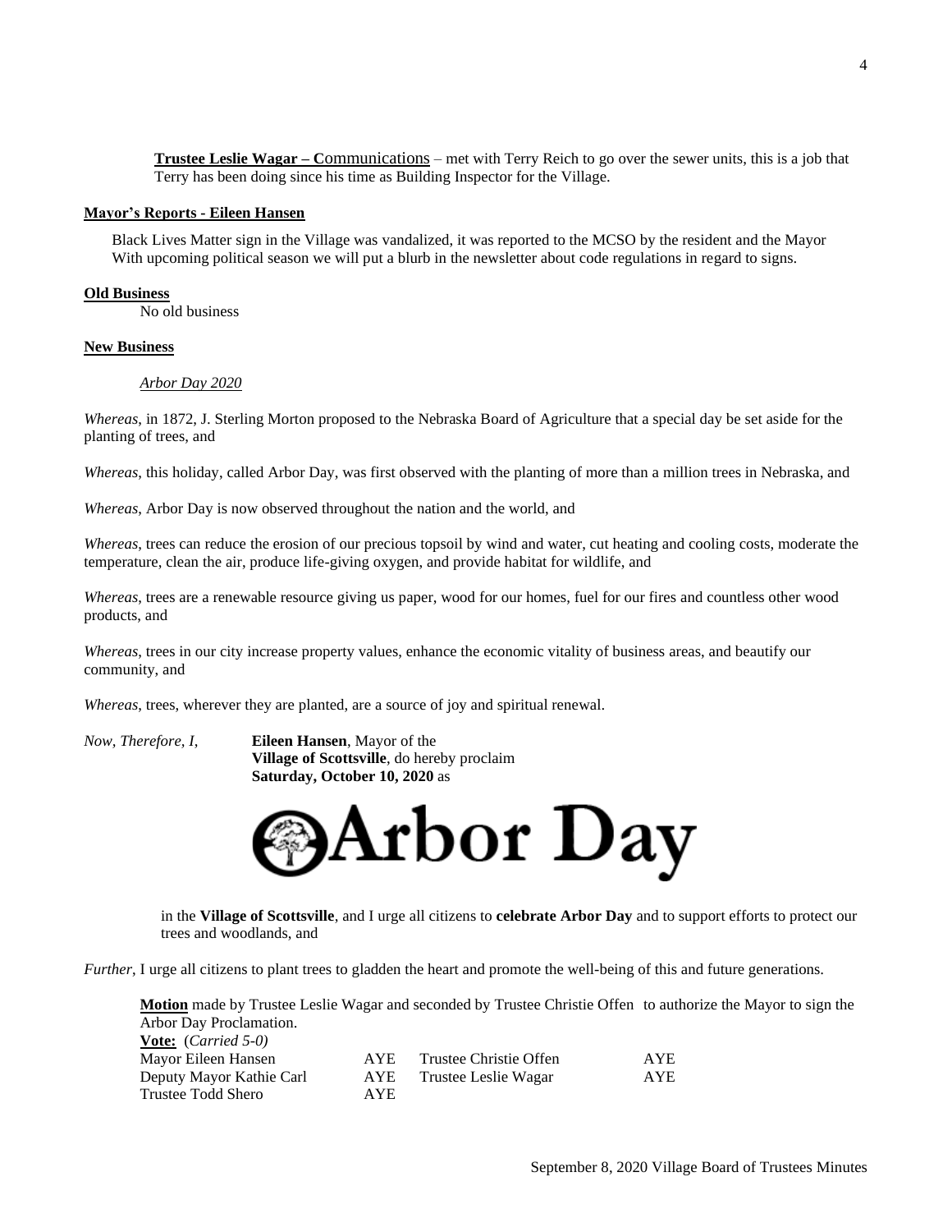**Trustee Leslie Wagar – Communications** – met with Terry Reich to go over the sewer units, this is a job that Terry has been doing since his time as Building Inspector for the Village.

**Mayor's Reports - Eileen Hansen**

Black Lives Matter sign in the Village was vandalized, it was reported to the MCSO by the resident and the Mayor
With upcoming political season we will put a blurb in the newsletter about code regulations in regard to signs.

**Old Business**

No old business

**New Business**

*Arbor Day 2020*

*Whereas*, in 1872, J. Sterling Morton proposed to the Nebraska Board of Agriculture that a special day be set aside for the planting of trees, and

*Whereas*, this holiday, called Arbor Day, was first observed with the planting of more than a million trees in Nebraska, and

*Whereas*, Arbor Day is now observed throughout the nation and the world, and

*Whereas*, trees can reduce the erosion of our precious topsoil by wind and water, cut heating and cooling costs, moderate the temperature, clean the air, produce life-giving oxygen, and provide habitat for wildlife, and

*Whereas*, trees are a renewable resource giving us paper, wood for our homes, fuel for our fires and countless other wood products, and

*Whereas*, trees in our city increase property values, enhance the economic vitality of business areas, and beautify our community, and

*Whereas*, trees, wherever they are planted, are a source of joy and spiritual renewal.

*Now, Therefore, I*, **Eileen Hansen**, Mayor of the **Village of Scottsville**, do hereby proclaim **Saturday, October 10, 2020** as

# Arbor Day

in the **Village of Scottsville**, and I urge all citizens to **celebrate Arbor Day** and to support efforts to protect our trees and woodlands, and

*Further*, I urge all citizens to plant trees to gladden the heart and promote the well-being of this and future generations.

**Motion** made by Trustee Leslie Wagar and seconded by Trustee Christie Offen to authorize the Mayor to sign the Arbor Day Proclamation.

**Vote:** (*Carried 5-0*)

| | | | |
|---|---|---|---|
| Mayor Eileen Hansen | AYE | Trustee Christie Offen | AYE |
| Deputy Mayor Kathie Carl | AYE | Trustee Leslie Wagar | AYE |
| Trustee Todd Shero | AYE | | |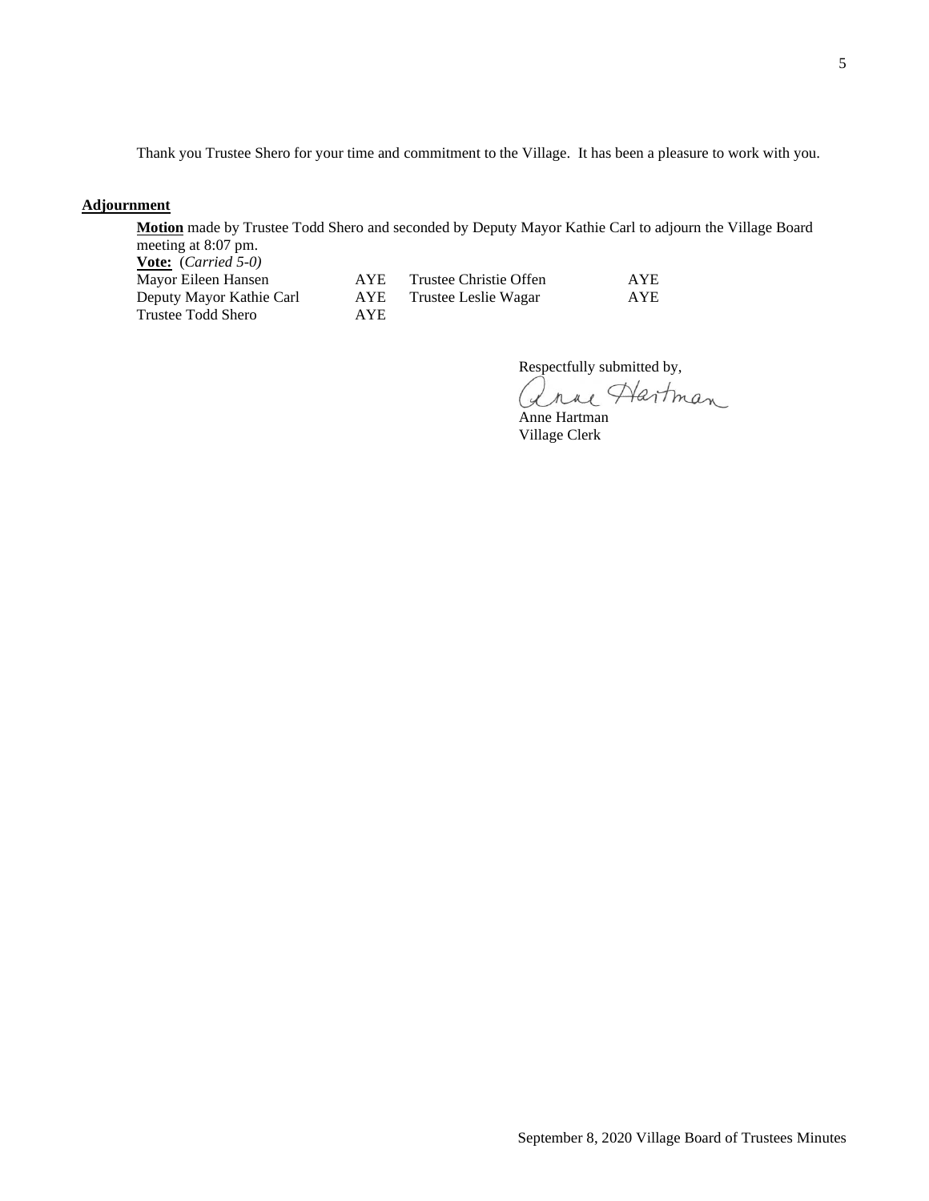Thank you Trustee Shero for your time and commitment to the Village. It has been a pleasure to work with you.

**Adjournment**

**Motion** made by Trustee Todd Shero and seconded by Deputy Mayor Kathie Carl to adjourn the Village Board meeting at 8:07 pm.

**Vote:** (*Carried 5-0)*

| | | | |
|---|---|---|---|
| Mayor Eileen Hansen | AYE | Trustee Christie Offen | AYE |
| Deputy Mayor Kathie Carl | AYE | Trustee Leslie Wagar | AYE |
| Trustee Todd Shero | AYE | | |

Respectfully submitted by,

Anne Hartman

Anne Hartman
Village Clerk